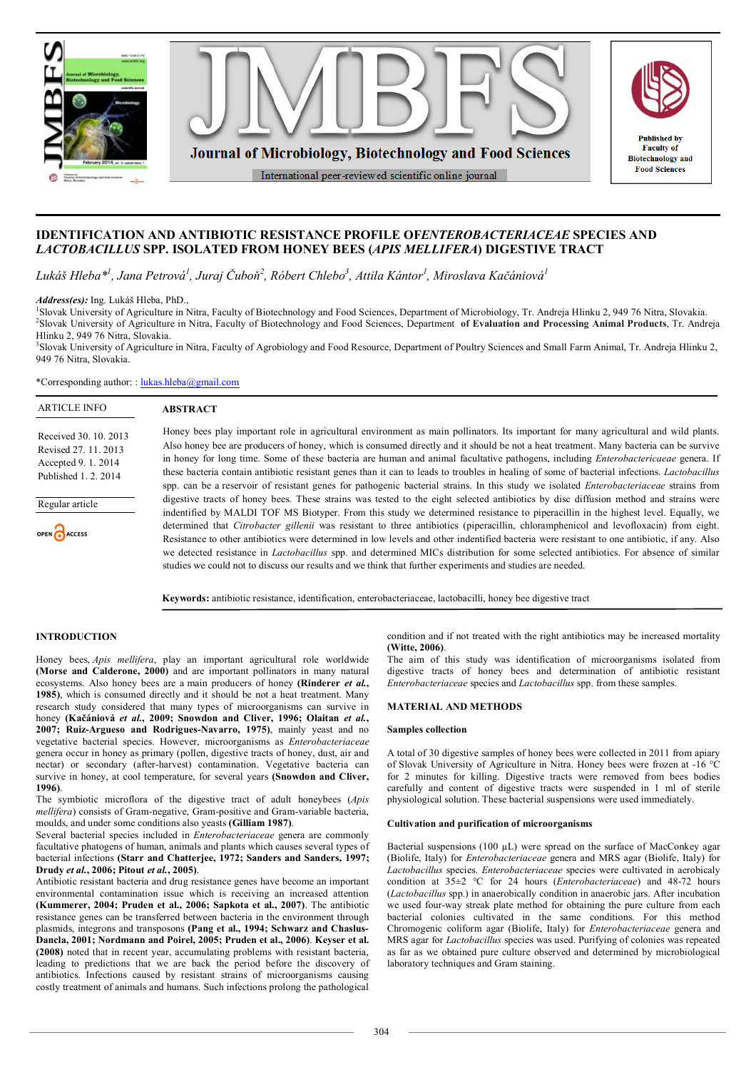# IDENTIFICATION AND ANTIBIOTIC RESISTANCE PROFILE OF *ENTEROBACTERIACEAE* SPECIES AND *LACTOBACILLUS* SPP. ISOLATED FROM HONEY BEES (*APIS MELLIFERA*) DIGESTIVE TRACT

*Lukáš Hleba*[1], Jana Petrová[1], Juraj Čuboň[2], Róbert Chlebo[3], Attila Kántor[1], Miroslava Kačániová[1]*

***Address(es):*** Ing. Lukáš Hleba, PhD.,

[1]Slovak University of Agriculture in Nitra, Faculty of Biotechnology and Food Sciences, Department of Microbiology, Tr. Andreja Hlinku 2, 949 76 Nitra, Slovakia.

[2]Slovak University of Agriculture in Nitra, Faculty of Biotechnology and Food Sciences, Department **of Evaluation and Processing Animal Products**, Tr. Andreja Hlinku 2, 949 76 Nitra, Slovakia.

[3]Slovak University of Agriculture in Nitra, Faculty of Agrobiology and Food Resource, Department of Poultry Sciences and Small Farm Animal, Tr. Andreja Hlinku 2, 949 76 Nitra, Slovakia.

*Corresponding author: : lukas.hleba@gmail.com

ARTICLE INFO

Received 30. 10. 2013
Revised 27. 11. 2013
Accepted 9. 1. 2014
Published 1. 2. 2014

Regular article

OPEN ACCESS

## ABSTRACT

Honey bees play important role in agricultural environment as main pollinators. Its important for many agricultural and wild plants. Also honey bee are producers of honey, which is consumed directly and it should be not a heat treatment. Many bacteria can be survive in honey for long time. Some of these bacteria are human and animal facultative pathogens, including *Enterobactericaeae* genera. If these bacteria contain antibiotic resistant genes than it can to leads to troubles in healing of some of bacterial infections. *Lactobacillus* spp. can be a reservoir of resistant genes for pathogenic bacterial strains. In this study we isolated *Enterobacteriaceae* strains from digestive tracts of honey bees. These strains was tested to the eight selected antibiotics by disc diffusion method and strains were indentified by MALDI TOF MS Biotyper. From this study we determined resistance to piperacillin in the highest level. Equally, we determined that *Citrobacter gillenii* was resistant to three antibiotics (piperacillin, chloramphenicol and levofloxacin) from eight. Resistance to other antibiotics were determined in low levels and other indentified bacteria were resistant to one antibiotic, if any. Also we detected resistance in *Lactobacillus* spp. and determined MICs distribution for some selected antibiotics. For absence of similar studies we could not to discuss our results and we think that further experiments and studies are needed.

**Keywords:** antibiotic resistance, identification, enterobacteriaceae, lactobacilli, honey bee digestive tract

## INTRODUCTION

Honey bees, *Apis mellifera*, play an important agricultural role worldwide **(Morse and Calderone, 2000)** and are important pollinators in many natural ecosystems. Also honey bees are a main producers of honey **(Rinderer *et al.*, 1985)**, which is consumed directly and it should be not a heat treatment. Many research study considered that many types of microorganisms can survive in honey **(Kačániová *et al.*, 2009; Snowdon and Cliver, 1996; Olaitan *et al.*, 2007; Ruiz-Argueso and Rodrigues-Navarro, 1975)**, mainly yeast and no vegetative bacterial species. However, microorganisms as *Enterobacteriaceae* genera occur in honey as primary (pollen, digestive tracts of honey, dust, air and nectar) or secondary (after-harvest) contamination. Vegetative bacteria can survive in honey, at cool temperature, for several years **(Snowdon and Cliver, 1996)**.

The symbiotic microflora of the digestive tract of adult honeybees (*Apis mellifera*) consists of Gram-negative, Gram-positive and Gram-variable bacteria, moulds, and under some conditions also yeasts **(Gilliam 1987)**.

Several bacterial species included in *Enterobacteriaceae* genera are commonly facultative phatogens of human, animals and plants which causes several types of bacterial infections **(Starr and Chatterjee, 1972; Sanders and Sanders, 1997; Drudy *et al.*, 2006; Pitout *et al.*, 2005)**.

Antibiotic resistant bacteria and drug resistance genes have become an important environmental contamination issue which is receiving an increased attention **(Kummerer, 2004; Pruden et al., 2006; Sapkota et al., 2007)**. The antibiotic resistance genes can be transferred between bacteria in the environment through plasmids, integrons and transposons **(Pang et al., 1994; Schwarz and Chaslus-Dancla, 2001; Nordmann and Poirel, 2005; Pruden et al., 2006)**. **Keyser et al. (2008)** noted that in recent year, accumulating problems with resistant bacteria, leading to predictions that we are back the period before the discovery of antibiotics. Infections caused by resistant strains of microorganisms causing costly treatment of animals and humans. Such infections prolong the pathological condition and if not treated with the right antibiotics may be increased mortality **(Witte, 2006)**.

The aim of this study was identification of microorganisms isolated from digestive tracts of honey bees and determination of antibiotic resistant *Enterobacteriaceae* species and *Lactobacillus* spp. from these samples.

## MATERIAL AND METHODS

### Samples collection

A total of 30 digestive samples of honey bees were collected in 2011 from apiary of Slovak University of Agriculture in Nitra. Honey bees were frozen at -16 °C for 2 minutes for killing. Digestive tracts were removed from bees bodies carefully and content of digestive tracts were suspended in 1 ml of sterile physiological solution. These bacterial suspensions were used immediately.

### Cultivation and purification of microorganisms

Bacterial suspensions (100 µL) were spread on the surface of MacConkey agar (Biolife, Italy) for *Enterobacteriaceae* genera and MRS agar (Biolife, Italy) for *Lactobacillus* species. *Enterobacteriaceae* species were cultivated in aerobicaly condition at 35±2 °C for 24 hours (*Enterobacteriaceae*) and 48-72 hours (*Lactobacillus* spp.) in anaerobically condition in anaerobic jars. After incubation we used four-way streak plate method for obtaining the pure culture from each bacterial colonies cultivated in the same conditions. For this method Chromogenic coliform agar (Biolife, Italy) for *Enterobacteriaceae* genera and MRS agar for *Lactobacillus* species was used. Purifying of colonies was repeated as far as we obtained pure culture observed and determined by microbiological laboratory techniques and Gram staining.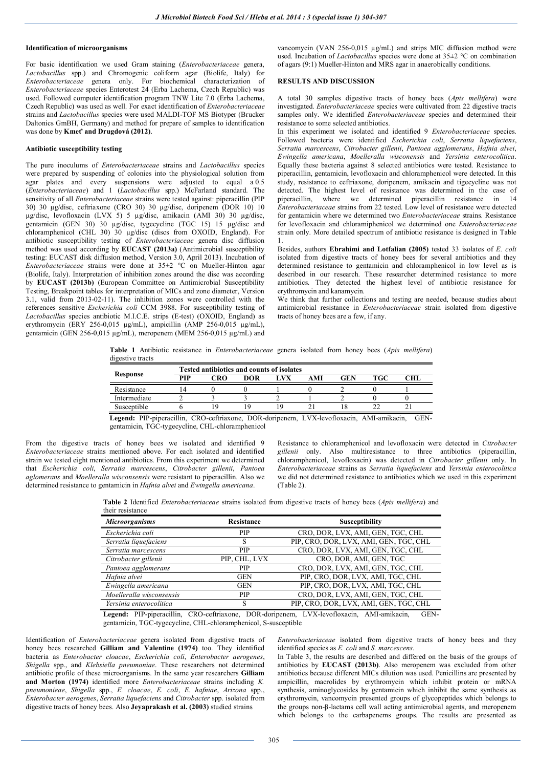### Identification of microorganisms

For basic identification we used Gram staining (*Enterobacteriaceae* genera, *Lactobacillus* spp.) and Chromogenic coliform agar (Biolife, Italy) for *Enterobacteriaceae* genera only. For biochemical characterization of *Enterobacteriaceae* species Enterotest 24 (Erba Lachema, Czech Republic) was used. Followed computer identification program TNW Lite 7.0 (Erba Lachema, Czech Republic) was used as well. For exact identification of *Enterobacteriaceae* strains and *Lactobacillus* species were used MALDI-TOF MS Biotyper (Brucker Daltonics GmbH, Germany) and method for prepare of samples to identification was done by **Kmeť and Drugdová (2012)**.

### Antibiotic susceptibility testing

The pure inoculums of *Enterobacteriaceae* strains and *Lactobacillus* species were prepared by suspending of colonies into the physiological solution from agar plates and every suspensions were adjusted to equal a 0.5 (*Enterobacteriaceae*) and 1 (*Lactobacillus* spp.) McFarland standard. The sensitivity of all *Enterobacteriaceae* strains were tested against: piperacillin (PIP 30) 30 µg/disc, ceftriaxone (CRO 30) 30 µg/disc, doripenem (DOR 10) 10 µg/disc, levofloxacin (LVX 5) 5 µg/disc, amikacin (AMI 30) 30 µg/disc, gentamicin (GEN 30) 30 µg/disc, tygecycline (TGC 15) 15 µg/disc and chloramphenicol (CHL 30) 30 µg/disc (discs from OXOID, England). For antibiotic susceptibility testing of *Enterobacteriaceae* genera disc diffusion method was used according by **EUCAST (2013a)** (Antimicrobial susceptibility testing: EUCAST disk diffusion method, Version 3.0, April 2013). Incubation of *Enterobacteriaceae* strains were done at 35±2 °C on Mueller-Hinton agar (Biolife, Italy). Interpretation of inhibition zones around the disc was according by **EUCAST (2013b)** (European Committee on Antimicrobial Susceptibility Testing, Breakpoint tables for interpretation of MICs and zone diameter, Version 3.1, valid from 2013-02-11). The inhibition zones were controlled with the references sensitive *Escherichia coli* CCM 3988. For susceptibility testing of *Lactobacillus* species antibiotic M.I.C.E. strips (E-test) (OXOID, England) as erythromycin (ERY 256-0,015 µg/mL), ampicillin (AMP 256-0,015 µg/mL), gentamicin (GEN 256-0,015 µg/mL), meropenem (MEM 256-0,015 µg/mL) and vancomycin (VAN 256-0,015 µg/mL) and strips MIC diffusion method were used. Incubation of *Lactobacillus* species were done at 35±2 °C on combination of agars (9:1) Mueller-Hinton and MRS agar in anaerobically conditions.

## RESULTS AND DISCUSSION

A total 30 samples digestive tracts of honey bees (*Apis mellifera*) were investigated. *Enterobacteriaceae* species were cultivated from 22 digestive tracts samples only. We identified *Enterobacteriaceae* species and determined their resistance to some selected antibiotics.

In this experiment we isolated and identified 9 *Enterobacteriaceae* species. Followed bacteria were identified *Escherichia coli*, *Serratia liquefaciens*, *Serratia marcescens*, *Citrobacter gillenii*, *Pantoea agglomerans*, *Hafnia alvei*, *Ewingella americana*, *Moelleralla wisconensis* and *Yersinia enterocolitica*. Equally these bacteria against 8 selected antibiotics were tested. Resistance to piperacillin, gentamicin, levofloxacin and chloramphenicol were detected. In this study, resistance to ceftriaxone, doripenem, amikacin and tigecycline was not detected. The highest level of resistance was determined in the case of piperacillin, where we determined piperacillin resistance in 14 *Enterobacteriaceae* strains from 22 tested. Low level of resistance were detected for gentamicin where we determined two *Enterobacteriaceae* strains. Resistance for levofloxacin and chloramiphenicol we determined one *Enterobacteriaceae* strain only. More detailed spectrum of antibiotic resistance is designed in Table 1.

Besides, authors **Ebrahimi and Lotfalian (2005)** tested 33 isolates of *E. coli* isolated from digestive tracts of honey bees for several antibiotics and they determined resistance to gentamicin and chloramphenicol in low level as is described in our research. These researcher determined resistance to more antibiotics. They detected the highest level of antibiotic resistance for erythromycin and kanamycin.

We think that further collections and testing are needed, because studies about antimicrobial resistance in *Enterobacteriaceae* strain isolated from digestive tracts of honey bees are a few, if any.

**Table 1** Antibiotic resistance in *Enterobacteriaceae* genera isolated from honey bees (*Apis mellifera*) digestive tracts

| Response | Tested antibiotics and counts of isolates | | | | | | | |
|---|---|---|---|---|---|---|---|---|
| | PIP | CRO | DOR | LVX | AMI | GEN | TGC | CHL |
| Resistance | 14 | 0 | 0 | 1 | 0 | 2 | 0 | 1 |
| Intermediate | 2 | 3 | 3 | 2 | 1 | 2 | 0 | 0 |
| Susceptible | 6 | 19 | 19 | 19 | 21 | 18 | 22 | 21 |

**Legend:** PIP-piperacillin, CRO-ceftriaxone, DOR-doripenem, LVX-levofloxacin, AMI-amikacin, GEN-gentamicin, TGC-tygecycline, CHL-chloramphenicol

From the digestive tracts of honey bees we isolated and identified 9 *Enterobacteriaceae* strains mentioned above. For each isolated and identified strain we tested eight mentioned antibiotics. From this experiment we determined that *Escherichia coli*, *Serratia marcescens*, *Citrobacter gillenii*, *Pantoea aglomerans* and *Moelleralla wisconsensis* were resistant to piperacillin. Also we determined resistance to gentamicin in *Hafnia alvei* and *Ewingella americana*.

Resistance to chloramphenicol and levofloxacin were detected in *Citrobacter gillenii* only. Also multiresistance to three antibiotics (piperacillin, chloramphenicol, levofloxacin) was detected in *Citrobacter gillenii* only. In *Enterobacteriaceae* strains as *Serratia liquefaciens* and *Yersinia enterocolitica* we did not determined resistance to antibiotics which we used in this experiment (Table 2).

**Table 2** Identified *Enterobacteriaceae* strains isolated from digestive tracts of honey bees (*Apis mellifera*) and their resistance

| *Microorganisms* | Resistance | Susceptibility |
|---|---|---|
| *Escherichia coli* | PIP | CRO, DOR, LVX, AMI, GEN, TGC, CHL |
| *Serratia liquefaciens* | S | PIP, CRO, DOR, LVX, AMI, GEN, TGC, CHL |
| *Serratia marcescens* | PIP | CRO, DOR, LVX, AMI, GEN, TGC, CHL |
| *Citrobacter gillenii* | PIP, CHL, LVX | CRO, DOR, AMI, GEN, TGC |
| *Pantoea agglomerans* | PIP | CRO, DOR, LVX, AMI, GEN, TGC, CHL |
| *Hafnia alvei* | GEN | PIP, CRO, DOR, LVX, AMI, TGC, CHL |
| *Ewingella americana* | GEN | PIP, CRO, DOR, LVX, AMI, TGC, CHL |
| *Moelleralla wisconsensis* | PIP | CRO, DOR, LVX, AMI, GEN, TGC, CHL |
| *Yersinia enterocolitica* | S | PIP, CRO, DOR, LVX, AMI, GEN, TGC, CHL |

**Legend:** PIP-piperacillin, CRO-ceftriaxone, DOR-doripenem, LVX-levofloxacin, AMI-amikacin, GEN-gentamicin, TGC-tygecycline, CHL-chloramphenicol, S-susceptible

Identification of *Enterobacteriaceae* genera isolated from digestive tracts of honey bees researched **Gilliam and Valentine (1974)** too. They identified bacteria as *Enterobacter cloacae*, *Escherichia coli*, *Enterobacter aerogenes*, *Shigella* spp., and *Klebsiella pneumoniae*. These researchers not determined antibiotic profile of these microorganisms. In the same year researchers **Gilliam and Morton (1974)** identified more *Enterobacteriaceae* strains including *K. pneumonieae*, *Shigella* spp., *E. cloacae*, *E. coli*, *E. hafniae*, *Arizona* spp., *Enterobacter aerogenes*, *Serratia liquefaciens* and *Citrobacter* spp. isolated from digestive tracts of honey bees. Also **Jeyaprakash et al. (2003)** studied strains *Enterobacteriaceae* isolated from digestive tracts of honey bees and they identified species as *E. coli* and *S. marcescens*.

In Table 3, the results are described and differed on the basis of the groups of antibiotics by **EUCAST (2013b)**. Also meropenem was excluded from other antibiotics because different MICs dilution was used. Penicillins are presented by ampicillin, macrolides by erythromycin which inhibit protein or mRNA synthesis, aminoglycosides by gentamicin which inhibit the same synthesis as erythromycin, vancomycin presented groups of glycopeptides which belongs to the groups non-β-lactams cell wall acting antimicrobial agents, and meropenem which belongs to the carbapenems groups. The results are presented as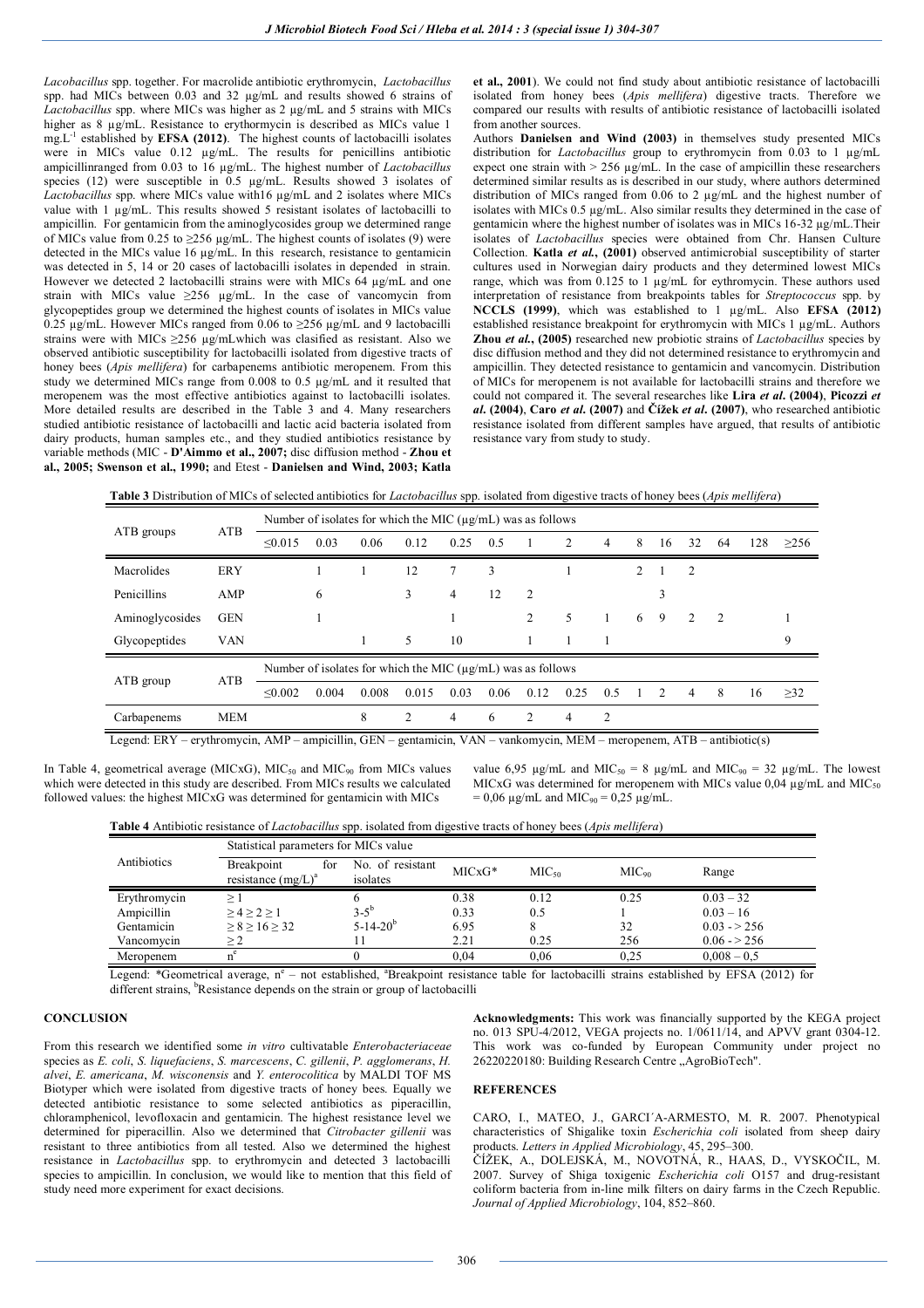*Lacobacillus* spp. together. For macrolide antibiotic erythromycin, *Lactobacillus* spp. had MICs between 0.03 and 32 µg/mL and results showed 6 strains of *Lactobacillus* spp. where MICs was higher as 2 µg/mL and 5 strains with MICs higher as 8 µg/mL. Resistance to erythormycin is described as MICs value 1 $mg.L^{-1}$ established by **EFSA (2012)**. The highest counts of lactobacilli isolates were in MICs value 0.12 µg/mL. The results for penicillins antibiotic ampicillinranged from 0.03 to 16 µg/mL. The highest number of *Lactobacillus* species (12) were susceptible in 0.5 µg/mL. Results showed 3 isolates of *Lactobacillus* spp. where MICs value with16 µg/mL and 2 isolates where MICs value with 1 µg/mL. This results showed 5 resistant isolates of lactobacilli to ampicillin. For gentamicin from the aminoglycosides group we determined range of MICs value from 0.25 to ≥256 µg/mL. The highest counts of isolates (9) were detected in the MICs value 16 µg/mL. In this research, resistance to gentamicin was detected in 5, 14 or 20 cases of lactobacilli isolates in depended in strain. However we detected 2 lactobacilli strains were with MICs 64 µg/mL and one strain with MICs value ≥256 µg/mL. In the case of vancomycin from glycopeptides group we determined the highest counts of isolates in MICs value 0.25 µg/mL. However MICs ranged from 0.06 to ≥256 µg/mL and 9 lactobacilli strains were with MICs ≥256 µg/mLwhich was clasified as resistant. Also we observed antibiotic susceptibility for lactobacilli isolated from digestive tracts of honey bees (*Apis mellifera*) for carbapenems antibiotic meropenem. From this study we determined MICs range from 0.008 to 0.5 µg/mL and it resulted that meropenem was the most effective antibiotics against to lactobacilli isolates. More detailed results are described in the Table 3 and 4. Many researchers studied antibiotic resistance of lactobacilli and lactic acid bacteria isolated from dairy products, human samples etc., and they studied antibiotics resistance by variable methods (MIC - **D'Aimmo et al., 2007;** disc diffusion method - **Zhou et al., 2005; Swenson et al., 1990;** and Etest - **Danielsen and Wind, 2003; Katla et al., 2001**). We could not find study about antibiotic resistance of lactobacilli isolated from honey bees (*Apis mellifera*) digestive tracts. Therefore we compared our results with results of antibiotic resistance of lactobacilli isolated from another sources.

Authors **Danielsen and Wind (2003)** in themselves study presented MICs distribution for *Lactobacillus* group to erythromycin from 0.03 to 1 µg/mL expect one strain with > 256 µg/mL. In the case of ampicillin these researchers determined similar results as is described in our study, where authors determined distribution of MICs ranged from 0.06 to 2 µg/mL and the highest number of isolates with MICs 0.5 µg/mL. Also similar results they determined in the case of gentamicin where the highest number of isolates was in MICs 16-32 µg/mL.Their isolates of *Lactobacillus* species were obtained from Chr. Hansen Culture Collection. **Katla *et al.*, (2001)** observed antimicrobial susceptibility of starter cultures used in Norwegian dairy products and they determined lowest MICs range, which was from 0.125 to 1 µg/mL for eythromycin. These authors used interpretation of resistance from breakpoints tables for *Streptococcus* spp. by **NCCLS (1999)**, which was established to 1 µg/mL. Also **EFSA (2012)** established resistance breakpoint for erythromycin with MICs 1 µg/mL. Authors **Zhou *et al.*, (2005)** researched new probiotic strains of *Lactobacillus* species by disc diffusion method and they did not determined resistance to erythromycin and ampicillin. They detected resistance to gentamicin and vancomycin. Distribution of MICs for meropenem is not available for lactobacilli strains and therefore we could not compared it. The several researches like **Lira *et al*. (2004)**, **Picozzi *et al*. (2004)**, **Caro *et al*. (2007)** and **Čížek *et al*. (2007)**, who researched antibiotic resistance isolated from different samples have argued, that results of antibiotic resistance vary from study to study.

**Table 3** Distribution of MICs of selected antibiotics for *Lactobacillus* spp. isolated from digestive tracts of honey bees (*Apis mellifera*)

| ATB groups | ATB | Number of isolates for which the MIC (µg/mL) was as follows | | | | | | | | | | | | | | |
|---|---|---|---|---|---|---|---|---|---|---|---|---|---|---|---|---|
| | | ≤0.015 | 0.03 | 0.06 | 0.12 | 0.25 | 0.5 | 1 | 2 | 4 | 8 | 16 | 32 | 64 | 128 | ≥256 |
| Macrolides | ERY | | 1 | 1 | 12 | 7 | 3 | | 1 | | 2 | 1 | 2 | | | |
| Penicillins | AMP | | 6 | | 3 | 4 | 12 | 2 | | | | 3 | | | | |
| Aminoglycosides | GEN | | 1 | | | 1 | | 2 | 5 | 1 | 6 | 9 | 2 | 2 | | 1 |
| Glycopeptides | VAN | | | 1 | 5 | 10 | | 1 | 1 | 1 | | | | | | 9 |
| ATB group | ATB | Number of isolates for which the MIC (µg/mL) was as follows | | | | | | | | | | | | | | |
| | | ≤0.002 | 0.004 | 0.008 | 0.015 | 0.03 | 0.06 | 0.12 | 0.25 | 0.5 | 1 | 2 | 4 | 8 | 16 | ≥32 |
| Carbapenems | MEM | | | 8 | 2 | 4 | 6 | 2 | 4 | 2 | | | | | | |

Legend: ERY – erythromycin, AMP – ampicillin, GEN – gentamicin, VAN – vankomycin, MEM – meropenem, ATB – antibiotic(s)

In Table 4, geometrical average (MICxG), $MIC_{50}$ and $MIC_{90}$ from MICs values which were detected in this study are described. From MICs results we calculated followed values: the highest MICxG was determined for gentamicin with MICs value 6,95 µg/mL and $MIC_{50}$ = 8 µg/mL and $MIC_{90}$ = 32 µg/mL. The lowest MICxG was determined for meropenem with MICs value 0,04 µg/mL and $MIC_{50}$ = 0,06 µg/mL and $MIC_{90}$ = 0,25 µg/mL.

**Table 4** Antibiotic resistance of *Lactobacillus* spp. isolated from digestive tracts of honey bees (*Apis mellifera*)

| Antibiotics | Statistical parameters for MICs value | | | | | |
|---|---|---|---|---|---|---|
| | Breakpoint for resistance (mg/L)[a] | No. of resistant isolates | MICxG* | $MIC_{50}$ | $MIC_{90}$ | Range |
| Erythromycin | ≥ 1 | 6 | 0.38 | 0.12 | 0.25 | 0.03 – 32 |
| Ampicillin | ≥ 4 ≥ 2 ≥ 1 | 3-5[b] | 0.33 | 0.5 | 1 | 0.03 – 16 |
| Gentamicin | ≥ 8 ≥ 16 ≥ 32 | 5-14-20[b] | 6.95 | 8 | 32 | 0.03 - > 256 |
| Vancomycin | ≥ 2 | 11 | 2.21 | 0.25 | 256 | 0.06 - > 256 |
| Meropenem | n[e] | 0 | 0,04 | 0,06 | 0,25 | 0,008 – 0,5 |

Legend: *Geometrical average, n[e] – not established, [a]Breakpoint resistance table for lactobacilli strains established by EFSA (2012) for different strains, [b]Resistance depends on the strain or group of lactobacilli

## CONCLUSION

From this research we identified some *in vitro* cultivatable *Enterobacteriaceae* species as *E. coli*, *S. liquefaciens*, *S. marcescens*, *C. gillenii*, *P. agglomerans*, *H. alvei*, *E. americana*, *M. wisconensis* and *Y. enterocolitica* by MALDI TOF MS Biotyper which were isolated from digestive tracts of honey bees. Equally we detected antibiotic resistance to some selected antibiotics as piperacillin, chloramphenicol, levofloxacin and gentamicin. The highest resistance level we determined for piperacillin. Also we determined that *Citrobacter gillenii* was resistant to three antibiotics from all tested. Also we determined the highest resistance in *Lactobacillus* spp. to erythromycin and detected 3 lactobacilli species to ampicillin. In conclusion, we would like to mention that this field of study need more experiment for exact decisions.

**Acknowledgments:** This work was financially supported by the KEGA project no. 013 SPU-4/2012, VEGA projects no. 1/0611/14, and APVV grant 0304-12. This work was co-funded by European Community under project no 26220220180: Building Research Centre „AgroBioTech".

## REFERENCES

CARO, I., MATEO, J., GARCI´A-ARMESTO, M. R. 2007. Phenotypical characteristics of Shigalike toxin *Escherichia coli* isolated from sheep dairy products. *Letters in Applied Microbiology*, 45, 295–300.

ČÍŽEK, A., DOLEJSKÁ, M., NOVOTNÁ, R., HAAS, D., VYSKOČIL, M. 2007. Survey of Shiga toxigenic *Escherichia coli* O157 and drug-resistant coliform bacteria from in-line milk filters on dairy farms in the Czech Republic. *Journal of Applied Microbiology*, 104, 852–860.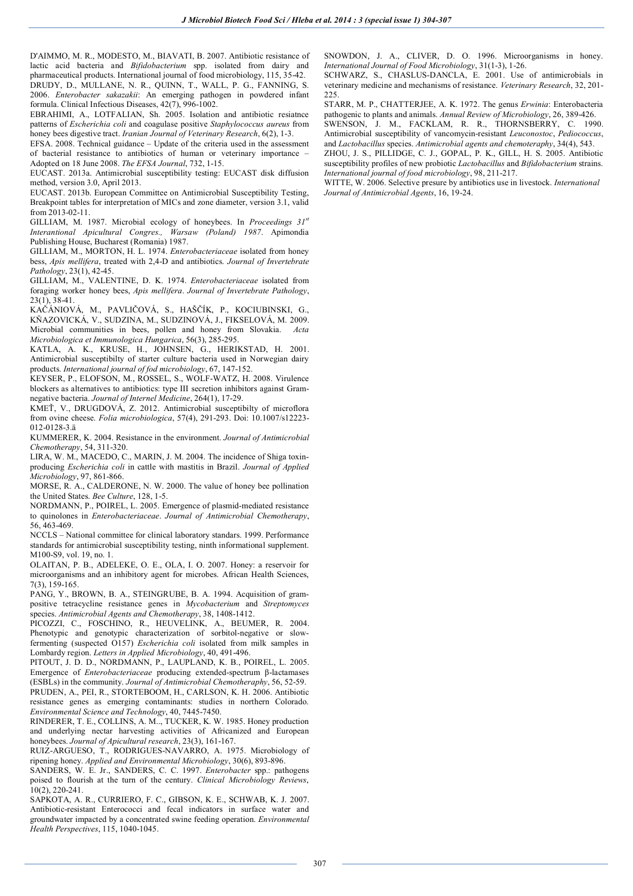D'AIMMO, M. R., MODESTO, M., BIAVATI, B. 2007. Antibiotic resistance of lactic acid bacteria and *Bifidobacterium* spp. isolated from dairy and pharmaceutical products. International journal of food microbiology, 115, 35-42.

DRUDY, D., MULLANE, N. R., QUINN, T., WALL, P. G., FANNING, S. 2006. *Enterobacter sakazakii*: An emerging pathogen in powdered infant formula. Clinical Infectious Diseases, 42(7), 996-1002.

EBRAHIMI, A., LOTFALIAN, Sh. 2005. Isolation and antibiotic resiatnce patterns of *Escherichia coli* and coagulase positive *Staphylococcus aureus* from honey bees digestive tract. *Iranian Journal of Veterinary Research*, 6(2), 1-3.

EFSA. 2008. Technical guidance – Update of the criteria used in the assessment of bacterial resistance to antibiotics of human or veterinary importance – Adopted on 18 June 2008. *The EFSA Journal*, 732, 1-15.

EUCAST. 2013a. Antimicrobial susceptibility testing: EUCAST disk diffusion method, version 3.0, April 2013.

EUCAST. 2013b. European Committee on Antimicrobial Susceptibility Testing, Breakpoint tables for interpretation of MICs and zone diameter, version 3.1, valid from 2013-02-11.

GILLIAM, M. 1987. Microbial ecology of honeybees. In *Proceedings 31st Interantional Apicultural Congres., Warsaw (Poland) 1987*. Apimondia Publishing House, Bucharest (Romania) 1987.

GILLIAM, M., MORTON, H. L. 1974. *Enterobacteriaceae* isolated from honey bess, *Apis mellifera*, treated with 2,4-D and antibiotics. *Journal of Invertebrate Pathology*, 23(1), 42-45.

GILLIAM, M., VALENTINE, D. K. 1974. *Enterobacteriaceae* isolated from foraging worker honey bees, *Apis mellifera*. *Journal of Invertebrate Pathology*, 23(1), 38-41.

KAČÁNIOVÁ, M., PAVLIČOVÁ, S., HAŠČÍK, P., KOCIUBINSKI, G., KŇAZOVICKÁ, V., SUDZINA, M., SUDZINOVÁ, J., FIKSELOVÁ, M. 2009. Microbial communities in bees, pollen and honey from Slovakia. *Acta Microbiologica et Immunologica Hungarica*, 56(3), 285-295.

KATLA, A. K., KRUSE, H., JOHNSEN, G., HERIKSTAD, H. 2001. Antimicrobial susceptibilty of starter culture bacteria used in Norwegian dairy products. *International journal of fod microbiology*, 67, 147-152.

KEYSER, P., ELOFSON, M., ROSSEL, S., WOLF-WATZ, H. 2008. Virulence blockers as alternatives to antibiotics: type III secretion inhibitors against Gram-negative bacteria. *Journal of Internel Medicine*, 264(1), 17-29.

KMEŤ, V., DRUGDOVÁ, Z. 2012. Antimicrobial susceptibilty of microflora from ovine cheese. *Folia microbiologica*, 57(4), 291-293. Doi: 10.1007/s12223-012-0128-3.ä

KUMMERER, K. 2004. Resistance in the environment. *Journal of Antimicrobial Chemotherapy*, 54, 311-320.

LIRA, W. M., MACEDO, C., MARIN, J. M. 2004. The incidence of Shiga toxin-producing *Escherichia coli* in cattle with mastitis in Brazil. *Journal of Applied Microbiology*, 97, 861-866.

MORSE, R. A., CALDERONE, N. W. 2000. The value of honey bee pollination the United States. *Bee Culture*, 128, 1-5.

NORDMANN, P., POIREL, L. 2005. Emergence of plasmid-mediated resistance to quinolones in *Enterobacteriaceae*. *Journal of Antimicrobial Chemotherapy*, 56, 463-469.

NCCLS – National committee for clinical laboratory standars. 1999. Performance standards for antimicrobial susceptibility testing, ninth informational supplement. M100-S9, vol. 19, no. 1.

OLAITAN, P. B., ADELEKE, O. E., OLA, I. O. 2007. Honey: a reservoir for microorganisms and an inhibitory agent for microbes. African Health Sciences, 7(3), 159-165.

PANG, Y., BROWN, B. A., STEINGRUBE, B. A. 1994. Acquisition of gram-positive tetracycline resistance genes in *Mycobacterium* and *Streptomyces* species. *Antimicrobial Agents and Chemotherapy*, 38, 1408-1412.

PICOZZI, C., FOSCHINO, R., HEUVELINK, A., BEUMER, R. 2004. Phenotypic and genotypic characterization of sorbitol-negative or slow-fermenting (suspected O157) *Escherichia coli* isolated from milk samples in Lombardy region. *Letters in Applied Microbiology*, 40, 491-496.

PITOUT, J. D. D., NORDMANN, P., LAUPLAND, K. B., POIREL, L. 2005. Emergence of *Enterobacteriaceae* producing extended-spectrum β-lactamases (ESBLs) in the community. *Journal of Antimicrobial Chemotheraphy*, 56, 52-59.

PRUDEN, A., PEI, R., STORTEBOOM, H., CARLSON, K. H. 2006. Antibiotic resistance genes as emerging contaminants: studies in northern Colorado. *Environmental Science and Technology*, 40, 7445-7450.

RINDERER, T. E., COLLINS, A. M., TUCKER, K. W. 1985. Honey production and underlying nectar harvesting activities of Africanized and European honeybees. *Journal of Apicultural research*, 23(3), 161-167.

RUIZ-ARGUESO, T., RODRIGUES-NAVARRO, A. 1975. Microbiology of ripening honey. *Applied and Environmental Microbiology*, 30(6), 893-896.

SANDERS, W. E. Jr., SANDERS, C. C. 1997. *Enterobacter* spp.: pathogens poised to flourish at the turn of the century. *Clinical Microbiology Reviews*, 10(2), 220-241.

SAPKOTA, A. R., CURRIERO, F. C., GIBSON, K. E., SCHWAB, K. J. 2007. Antibiotic-resistant Enterococci and fecal indicators in surface water and groundwater impacted by a concentrated swine feeding operation. *Environmental Health Perspectives*, 115, 1040-1045.

SNOWDON, J. A., CLIVER, D. O. 1996. Microorganisms in honey. *International Journal of Food Microbiology*, 31(1-3), 1-26.

SCHWARZ, S., CHASLUS-DANCLA, E. 2001. Use of antimicrobials in veterinary medicine and mechanisms of resistance. *Veterinary Research*, 32, 201-225.

STARR, M. P., CHATTERJEE, A. K. 1972. The genus *Erwinia*: Enterobacteria pathogenic to plants and animals. *Annual Review of Microbiology*, 26, 389-426.

SWENSON, J. M., FACKLAM, R. R., THORNSBERRY, C. 1990. Antimicrobial susceptibility of vancomycin-resistant *Leuconostoc*, *Pediococcus*, and *Lactobacillus* species. *Antimicrobial agents and chemoteraphy*, 34(4), 543.

ZHOU, J. S., PILLIDGE, C. J., GOPAL, P. K., GILL, H. S. 2005. Antibiotic susceptibility profiles of new probiotic *Lactobacillus* and *Bifidobacterium* strains. *International journal of food microbiology*, 98, 211-217.

WITTE, W. 2006. Selective presure by antibiotics use in livestock. *International Journal of Antimicrobial Agents*, 16, 19-24.